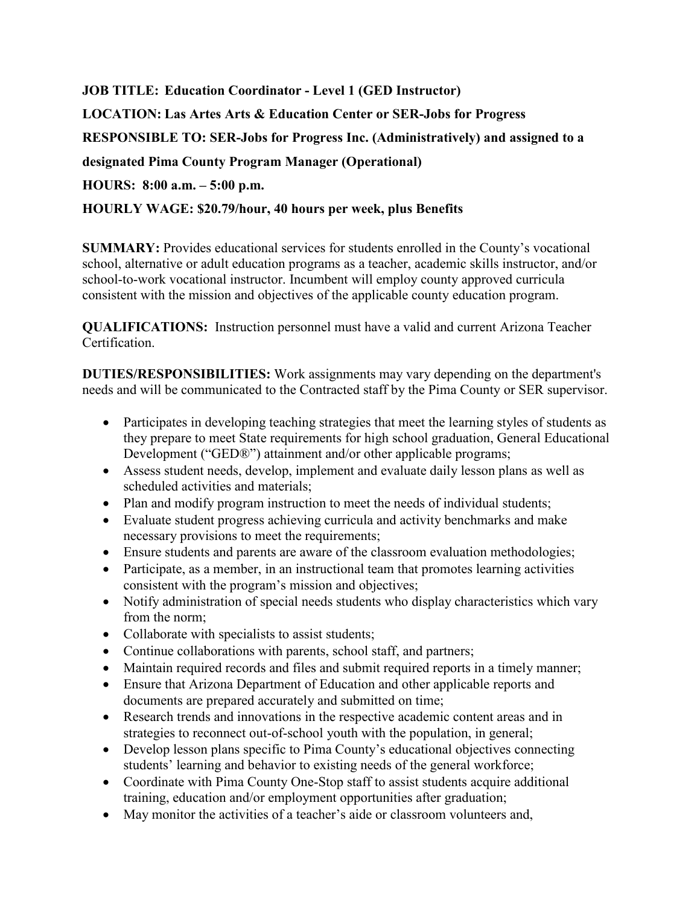**JOB TITLE: Education Coordinator - Level 1 (GED Instructor)**

**LOCATION: Las Artes Arts & Education Center or SER-Jobs for Progress**

**RESPONSIBLE TO: SER-Jobs for Progress Inc. (Administratively) and assigned to a designated Pima County Program Manager (Operational)**

**HOURS: 8:00 a.m. – 5:00 p.m.**

**HOURLY WAGE: $20.79/hour, 40 hours per week, plus Benefits**

**SUMMARY:** Provides educational services for students enrolled in the County's vocational school, alternative or adult education programs as a teacher, academic skills instructor, and/or school-to-work vocational instructor. Incumbent will employ county approved curricula consistent with the mission and objectives of the applicable county education program.

**QUALIFICATIONS:** Instruction personnel must have a valid and current Arizona Teacher Certification.

**DUTIES/RESPONSIBILITIES:** Work assignments may vary depending on the department's needs and will be communicated to the Contracted staff by the Pima County or SER supervisor.

- Participates in developing teaching strategies that meet the learning styles of students as they prepare to meet State requirements for high school graduation, General Educational Development ("GED®") attainment and/or other applicable programs;
- Assess student needs, develop, implement and evaluate daily lesson plans as well as scheduled activities and materials;
- Plan and modify program instruction to meet the needs of individual students;
- Evaluate student progress achieving curricula and activity benchmarks and make necessary provisions to meet the requirements;
- Ensure students and parents are aware of the classroom evaluation methodologies;
- Participate, as a member, in an instructional team that promotes learning activities consistent with the program's mission and objectives;
- Notify administration of special needs students who display characteristics which vary from the norm;
- Collaborate with specialists to assist students;
- Continue collaborations with parents, school staff, and partners;
- Maintain required records and files and submit required reports in a timely manner;
- Ensure that Arizona Department of Education and other applicable reports and documents are prepared accurately and submitted on time;
- Research trends and innovations in the respective academic content areas and in strategies to reconnect out-of-school youth with the population, in general;
- Develop lesson plans specific to Pima County's educational objectives connecting students' learning and behavior to existing needs of the general workforce;
- Coordinate with Pima County One-Stop staff to assist students acquire additional training, education and/or employment opportunities after graduation;
- May monitor the activities of a teacher's aide or classroom volunteers and,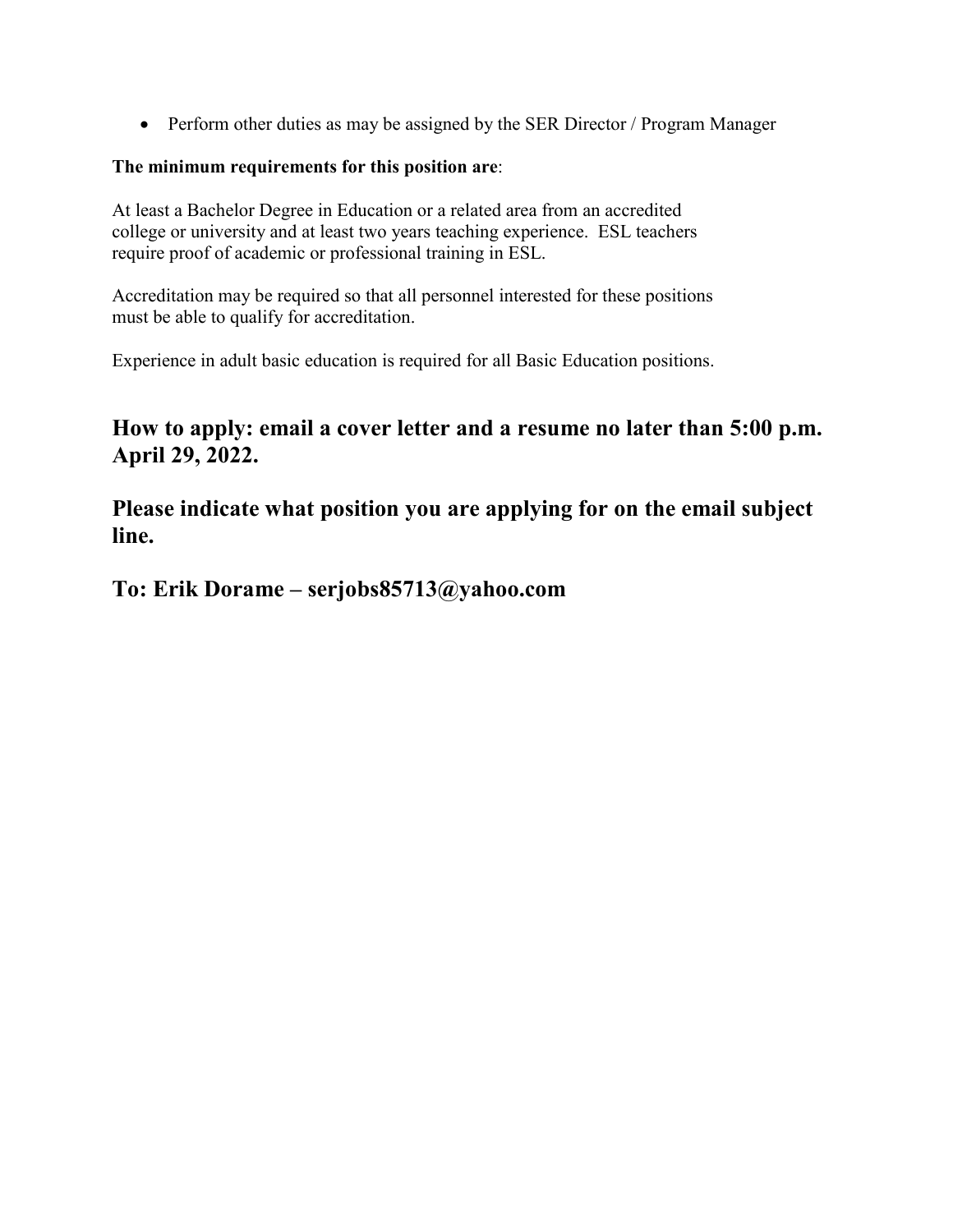- Perform other duties as may be assigned by the SER Director / Program Manager

**The minimum requirements for this position are**:

At least a Bachelor Degree in Education or a related area from an accredited college or university and at least two years teaching experience. ESL teachers require proof of academic or professional training in ESL.

Accreditation may be required so that all personnel interested for these positions must be able to qualify for accreditation.

Experience in adult basic education is required for all Basic Education positions.

## How to apply: email a cover letter and a resume no later than 5:00 p.m. April 29, 2022.

## Please indicate what position you are applying for on the email subject line.

## To: Erik Dorame – serjobs85713@yahoo.com